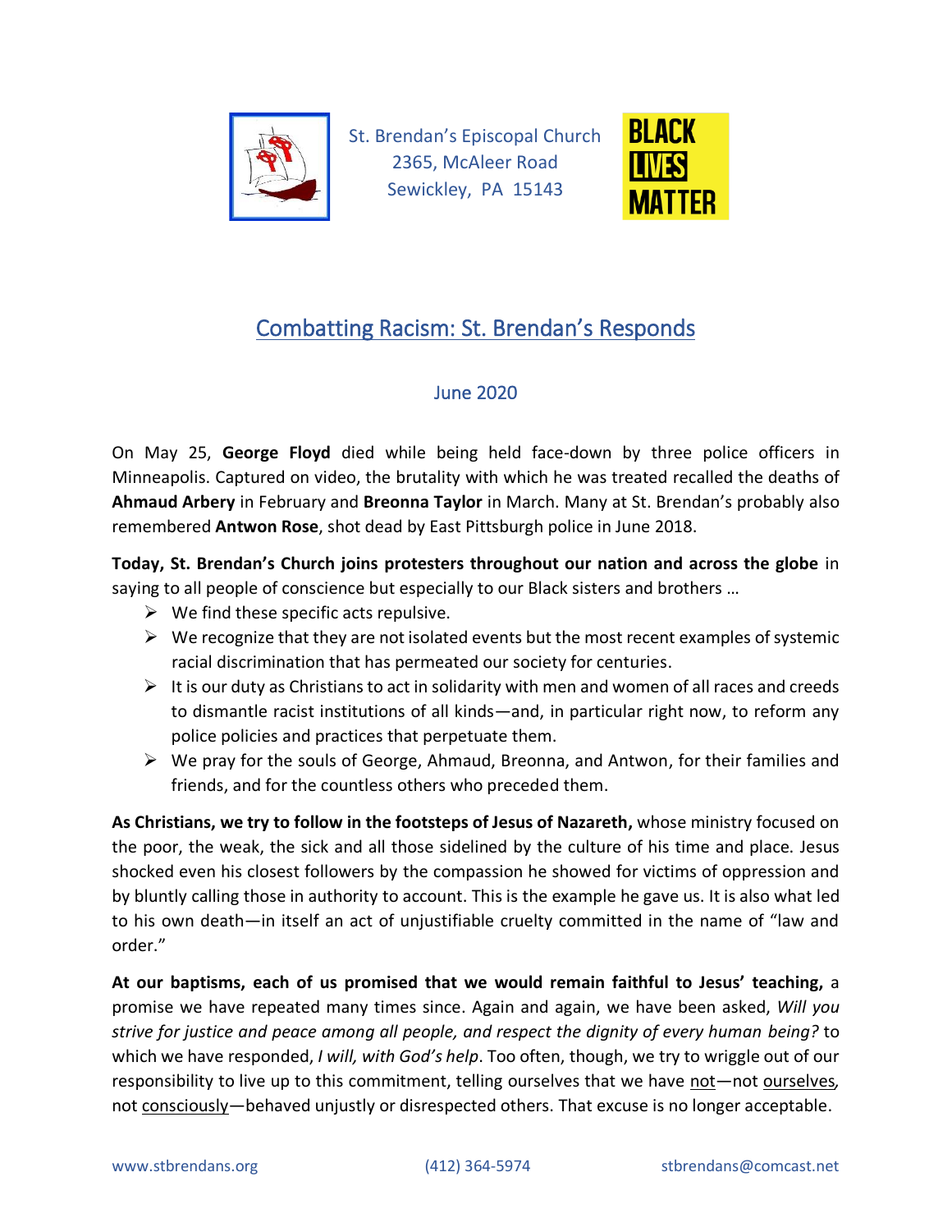St. Brendan's Episcopal Church
2365, McAleer Road
Sewickley, PA 15143

BLACK LIVES MATTER

# Combatting Racism: St. Brendan's Responds

June 2020

On May 25, **George Floyd** died while being held face-down by three police officers in Minneapolis. Captured on video, the brutality with which he was treated recalled the deaths of **Ahmaud Arbery** in February and **Breonna Taylor** in March. Many at St. Brendan's probably also remembered **Antwon Rose**, shot dead by East Pittsburgh police in June 2018.

**Today, St. Brendan's Church joins protesters throughout our nation and across the globe** in saying to all people of conscience but especially to our Black sisters and brothers …

- We find these specific acts repulsive.
- We recognize that they are not isolated events but the most recent examples of systemic racial discrimination that has permeated our society for centuries.
- It is our duty as Christians to act in solidarity with men and women of all races and creeds to dismantle racist institutions of all kinds—and, in particular right now, to reform any police policies and practices that perpetuate them.
- We pray for the souls of George, Ahmaud, Breonna, and Antwon, for their families and friends, and for the countless others who preceded them.

**As Christians, we try to follow in the footsteps of Jesus of Nazareth,** whose ministry focused on the poor, the weak, the sick and all those sidelined by the culture of his time and place. Jesus shocked even his closest followers by the compassion he showed for victims of oppression and by bluntly calling those in authority to account. This is the example he gave us. It is also what led to his own death—in itself an act of unjustifiable cruelty committed in the name of "law and order."

**At our baptisms, each of us promised that we would remain faithful to Jesus' teaching,** a promise we have repeated many times since. Again and again, we have been asked, *Will you strive for justice and peace among all people, and respect the dignity of every human being?* to which we have responded, *I will, with God's help*. Too often, though, we try to wriggle out of our responsibility to live up to this commitment, telling ourselves that we have <u>not</u>—not <u>ourselves</u>, not <u>consciously</u>—behaved unjustly or disrespected others. That excuse is no longer acceptable.

www.stbrendans.org (412) 364-5974 stbrendans@comcast.net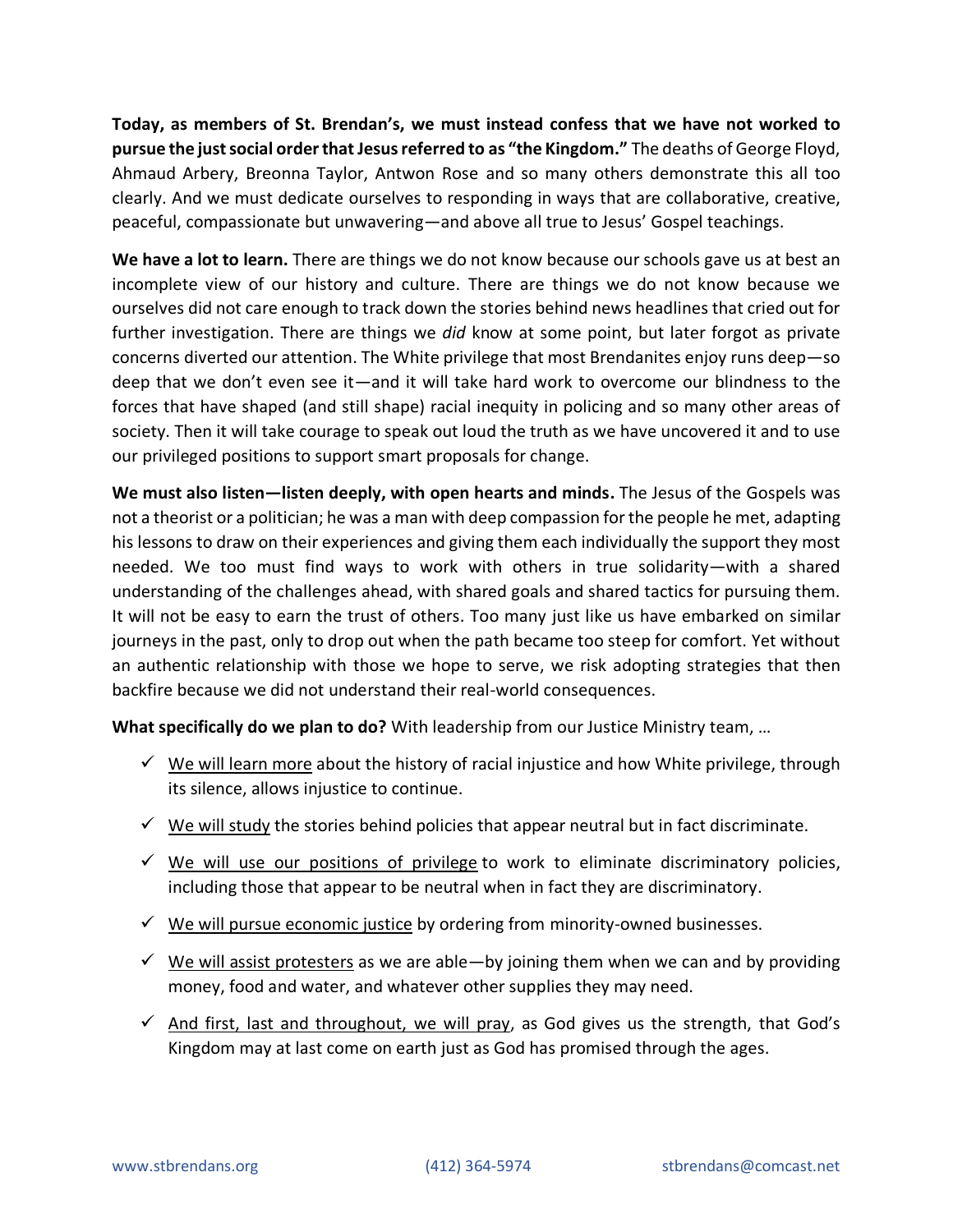**Today, as members of St. Brendan's, we must instead confess that we have not worked to pursue the just social order that Jesus referred to as "the Kingdom."** The deaths of George Floyd, Ahmaud Arbery, Breonna Taylor, Antwon Rose and so many others demonstrate this all too clearly. And we must dedicate ourselves to responding in ways that are collaborative, creative, peaceful, compassionate but unwavering—and above all true to Jesus' Gospel teachings.

**We have a lot to learn.** There are things we do not know because our schools gave us at best an incomplete view of our history and culture. There are things we do not know because we ourselves did not care enough to track down the stories behind news headlines that cried out for further investigation. There are things we *did* know at some point, but later forgot as private concerns diverted our attention. The White privilege that most Brendanites enjoy runs deep—so deep that we don't even see it—and it will take hard work to overcome our blindness to the forces that have shaped (and still shape) racial inequity in policing and so many other areas of society. Then it will take courage to speak out loud the truth as we have uncovered it and to use our privileged positions to support smart proposals for change.

**We must also listen—listen deeply, with open hearts and minds.** The Jesus of the Gospels was not a theorist or a politician; he was a man with deep compassion for the people he met, adapting his lessons to draw on their experiences and giving them each individually the support they most needed. We too must find ways to work with others in true solidarity—with a shared understanding of the challenges ahead, with shared goals and shared tactics for pursuing them. It will not be easy to earn the trust of others. Too many just like us have embarked on similar journeys in the past, only to drop out when the path became too steep for comfort. Yet without an authentic relationship with those we hope to serve, we risk adopting strategies that then backfire because we did not understand their real-world consequences.

**What specifically do we plan to do?** With leadership from our Justice Ministry team, …

- ✓ We will learn more about the history of racial injustice and how White privilege, through its silence, allows injustice to continue.
- ✓ We will study the stories behind policies that appear neutral but in fact discriminate.
- ✓ We will use our positions of privilege to work to eliminate discriminatory policies, including those that appear to be neutral when in fact they are discriminatory.
- ✓ We will pursue economic justice by ordering from minority-owned businesses.
- ✓ We will assist protesters as we are able—by joining them when we can and by providing money, food and water, and whatever other supplies they may need.
- ✓ And first, last and throughout, we will pray, as God gives us the strength, that God's Kingdom may at last come on earth just as God has promised through the ages.

www.stbrendans.org (412) 364-5974 stbrendans@comcast.net